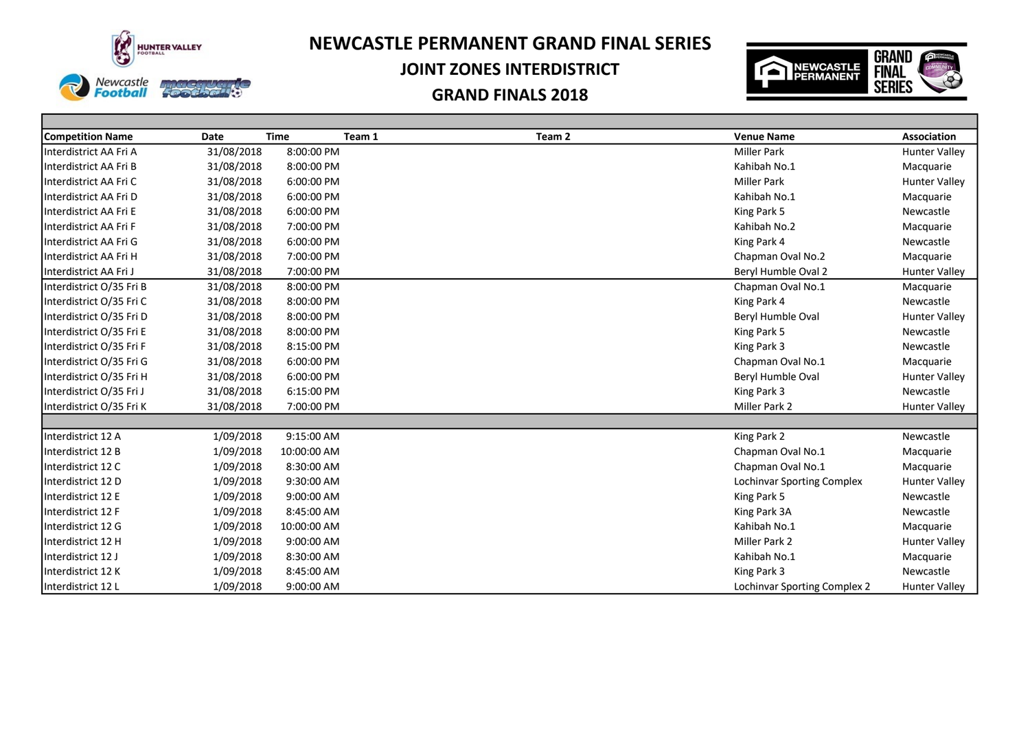# NEWCASTLE PERMANENT GRAND FINAL SERIES

## JOINT ZONES INTERDISTRICT

## GRAND FINALS 2018

| Competition Name | Date | Time | Team 1 | Team 2 | Venue Name | Association |
|---|---|---|---|---|---|---|
| Interdistrict AA Fri A | 31/08/2018 | 8:00:00 PM | | | Miller Park | Hunter Valley |
| Interdistrict AA Fri B | 31/08/2018 | 8:00:00 PM | | | Kahibah No.1 | Macquarie |
| Interdistrict AA Fri C | 31/08/2018 | 6:00:00 PM | | | Miller Park | Hunter Valley |
| Interdistrict AA Fri D | 31/08/2018 | 6:00:00 PM | | | Kahibah No.1 | Macquarie |
| Interdistrict AA Fri E | 31/08/2018 | 6:00:00 PM | | | King Park 5 | Newcastle |
| Interdistrict AA Fri F | 31/08/2018 | 7:00:00 PM | | | Kahibah No.2 | Macquarie |
| Interdistrict AA Fri G | 31/08/2018 | 6:00:00 PM | | | King Park 4 | Newcastle |
| Interdistrict AA Fri H | 31/08/2018 | 7:00:00 PM | | | Chapman Oval No.2 | Macquarie |
| Interdistrict AA Fri J | 31/08/2018 | 7:00:00 PM | | | Beryl Humble Oval 2 | Hunter Valley |
| Interdistrict O/35 Fri B | 31/08/2018 | 8:00:00 PM | | | Chapman Oval No.1 | Macquarie |
| Interdistrict O/35 Fri C | 31/08/2018 | 8:00:00 PM | | | King Park 4 | Newcastle |
| Interdistrict O/35 Fri D | 31/08/2018 | 8:00:00 PM | | | Beryl Humble Oval | Hunter Valley |
| Interdistrict O/35 Fri E | 31/08/2018 | 8:00:00 PM | | | King Park 5 | Newcastle |
| Interdistrict O/35 Fri F | 31/08/2018 | 8:15:00 PM | | | King Park 3 | Newcastle |
| Interdistrict O/35 Fri G | 31/08/2018 | 6:00:00 PM | | | Chapman Oval No.1 | Macquarie |
| Interdistrict O/35 Fri H | 31/08/2018 | 6:00:00 PM | | | Beryl Humble Oval | Hunter Valley |
| Interdistrict O/35 Fri J | 31/08/2018 | 6:15:00 PM | | | King Park 3 | Newcastle |
| Interdistrict O/35 Fri K | 31/08/2018 | 7:00:00 PM | | | Miller Park 2 | Hunter Valley |
| | | | | | | |
| Interdistrict 12 A | 1/09/2018 | 9:15:00 AM | | | King Park 2 | Newcastle |
| Interdistrict 12 B | 1/09/2018 | 10:00:00 AM | | | Chapman Oval No.1 | Macquarie |
| Interdistrict 12 C | 1/09/2018 | 8:30:00 AM | | | Chapman Oval No.1 | Macquarie |
| Interdistrict 12 D | 1/09/2018 | 9:30:00 AM | | | Lochinvar Sporting Complex | Hunter Valley |
| Interdistrict 12 E | 1/09/2018 | 9:00:00 AM | | | King Park 5 | Newcastle |
| Interdistrict 12 F | 1/09/2018 | 8:45:00 AM | | | King Park 3A | Newcastle |
| Interdistrict 12 G | 1/09/2018 | 10:00:00 AM | | | Kahibah No.1 | Macquarie |
| Interdistrict 12 H | 1/09/2018 | 9:00:00 AM | | | Miller Park 2 | Hunter Valley |
| Interdistrict 12 J | 1/09/2018 | 8:30:00 AM | | | Kahibah No.1 | Macquarie |
| Interdistrict 12 K | 1/09/2018 | 8:45:00 AM | | | King Park 3 | Newcastle |
| Interdistrict 12 L | 1/09/2018 | 9:00:00 AM | | | Lochinvar Sporting Complex 2 | Hunter Valley |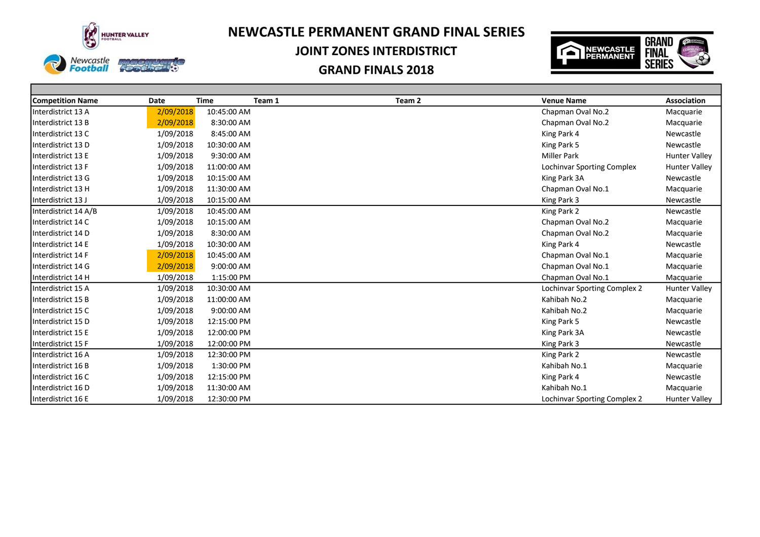# NEWCASTLE PERMANENT GRAND FINAL SERIES

## JOINT ZONES INTERDISTRICT

## GRAND FINALS 2018

| Competition Name | Date | Time | Team 1 | Team 2 | Venue Name | Association |
|---|---|---|---|---|---|---|
| Interdistrict 13 A | 2/09/2018 | 10:45:00 AM | | | Chapman Oval No.2 | Macquarie |
| Interdistrict 13 B | 2/09/2018 | 8:30:00 AM | | | Chapman Oval No.2 | Macquarie |
| Interdistrict 13 C | 1/09/2018 | 8:45:00 AM | | | King Park 4 | Newcastle |
| Interdistrict 13 D | 1/09/2018 | 10:30:00 AM | | | King Park 5 | Newcastle |
| Interdistrict 13 E | 1/09/2018 | 9:30:00 AM | | | Miller Park | Hunter Valley |
| Interdistrict 13 F | 1/09/2018 | 11:00:00 AM | | | Lochinvar Sporting Complex | Hunter Valley |
| Interdistrict 13 G | 1/09/2018 | 10:15:00 AM | | | King Park 3A | Newcastle |
| Interdistrict 13 H | 1/09/2018 | 11:30:00 AM | | | Chapman Oval No.1 | Macquarie |
| Interdistrict 13 J | 1/09/2018 | 10:15:00 AM | | | King Park 3 | Newcastle |
| Interdistrict 14 A/B | 1/09/2018 | 10:45:00 AM | | | King Park 2 | Newcastle |
| Interdistrict 14 C | 1/09/2018 | 10:15:00 AM | | | Chapman Oval No.2 | Macquarie |
| Interdistrict 14 D | 1/09/2018 | 8:30:00 AM | | | Chapman Oval No.2 | Macquarie |
| Interdistrict 14 E | 1/09/2018 | 10:30:00 AM | | | King Park 4 | Newcastle |
| Interdistrict 14 F | 2/09/2018 | 10:45:00 AM | | | Chapman Oval No.1 | Macquarie |
| Interdistrict 14 G | 2/09/2018 | 9:00:00 AM | | | Chapman Oval No.1 | Macquarie |
| Interdistrict 14 H | 1/09/2018 | 1:15:00 PM | | | Chapman Oval No.1 | Macquarie |
| Interdistrict 15 A | 1/09/2018 | 10:30:00 AM | | | Lochinvar Sporting Complex 2 | Hunter Valley |
| Interdistrict 15 B | 1/09/2018 | 11:00:00 AM | | | Kahibah No.2 | Macquarie |
| Interdistrict 15 C | 1/09/2018 | 9:00:00 AM | | | Kahibah No.2 | Macquarie |
| Interdistrict 15 D | 1/09/2018 | 12:15:00 PM | | | King Park 5 | Newcastle |
| Interdistrict 15 E | 1/09/2018 | 12:00:00 PM | | | King Park 3A | Newcastle |
| Interdistrict 15 F | 1/09/2018 | 12:00:00 PM | | | King Park 3 | Newcastle |
| Interdistrict 16 A | 1/09/2018 | 12:30:00 PM | | | King Park 2 | Newcastle |
| Interdistrict 16 B | 1/09/2018 | 1:30:00 PM | | | Kahibah No.1 | Macquarie |
| Interdistrict 16 C | 1/09/2018 | 12:15:00 PM | | | King Park 4 | Newcastle |
| Interdistrict 16 D | 1/09/2018 | 11:30:00 AM | | | Kahibah No.1 | Macquarie |
| Interdistrict 16 E | 1/09/2018 | 12:30:00 PM | | | Lochinvar Sporting Complex 2 | Hunter Valley |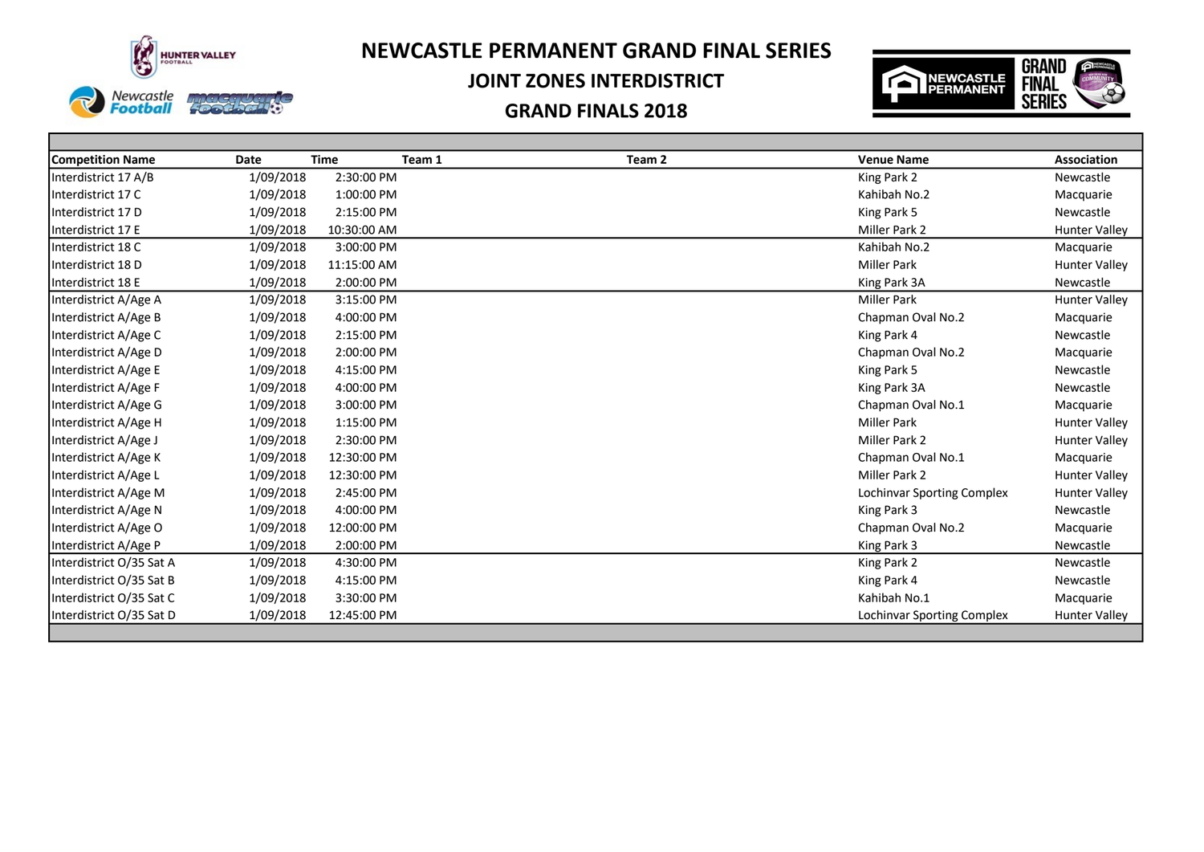# NEWCASTLE PERMANENT GRAND FINAL SERIES

## JOINT ZONES INTERDISTRICT

## GRAND FINALS 2018

| Competition Name | Date | Time | Team 1 | Team 2 | Venue Name | Association |
|---|---|---|---|---|---|---|
| Interdistrict 17 A/B | 1/09/2018 | 2:30:00 PM | | | King Park 2 | Newcastle |
| Interdistrict 17 C | 1/09/2018 | 1:00:00 PM | | | Kahibah No.2 | Macquarie |
| Interdistrict 17 D | 1/09/2018 | 2:15:00 PM | | | King Park 5 | Newcastle |
| Interdistrict 17 E | 1/09/2018 | 10:30:00 AM | | | Miller Park 2 | Hunter Valley |
| Interdistrict 18 C | 1/09/2018 | 3:00:00 PM | | | Kahibah No.2 | Macquarie |
| Interdistrict 18 D | 1/09/2018 | 11:15:00 AM | | | Miller Park | Hunter Valley |
| Interdistrict 18 E | 1/09/2018 | 2:00:00 PM | | | King Park 3A | Newcastle |
| Interdistrict A/Age A | 1/09/2018 | 3:15:00 PM | | | Miller Park | Hunter Valley |
| Interdistrict A/Age B | 1/09/2018 | 4:00:00 PM | | | Chapman Oval No.2 | Macquarie |
| Interdistrict A/Age C | 1/09/2018 | 2:15:00 PM | | | King Park 4 | Newcastle |
| Interdistrict A/Age D | 1/09/2018 | 2:00:00 PM | | | Chapman Oval No.2 | Macquarie |
| Interdistrict A/Age E | 1/09/2018 | 4:15:00 PM | | | King Park 5 | Newcastle |
| Interdistrict A/Age F | 1/09/2018 | 4:00:00 PM | | | King Park 3A | Newcastle |
| Interdistrict A/Age G | 1/09/2018 | 3:00:00 PM | | | Chapman Oval No.1 | Macquarie |
| Interdistrict A/Age H | 1/09/2018 | 1:15:00 PM | | | Miller Park | Hunter Valley |
| Interdistrict A/Age J | 1/09/2018 | 2:30:00 PM | | | Miller Park 2 | Hunter Valley |
| Interdistrict A/Age K | 1/09/2018 | 12:30:00 PM | | | Chapman Oval No.1 | Macquarie |
| Interdistrict A/Age L | 1/09/2018 | 12:30:00 PM | | | Miller Park 2 | Hunter Valley |
| Interdistrict A/Age M | 1/09/2018 | 2:45:00 PM | | | Lochinvar Sporting Complex | Hunter Valley |
| Interdistrict A/Age N | 1/09/2018 | 4:00:00 PM | | | King Park 3 | Newcastle |
| Interdistrict A/Age O | 1/09/2018 | 12:00:00 PM | | | Chapman Oval No.2 | Macquarie |
| Interdistrict A/Age P | 1/09/2018 | 2:00:00 PM | | | King Park 3 | Newcastle |
| Interdistrict O/35 Sat A | 1/09/2018 | 4:30:00 PM | | | King Park 2 | Newcastle |
| Interdistrict O/35 Sat B | 1/09/2018 | 4:15:00 PM | | | King Park 4 | Newcastle |
| Interdistrict O/35 Sat C | 1/09/2018 | 3:30:00 PM | | | Kahibah No.1 | Macquarie |
| Interdistrict O/35 Sat D | 1/09/2018 | 12:45:00 PM | | | Lochinvar Sporting Complex | Hunter Valley |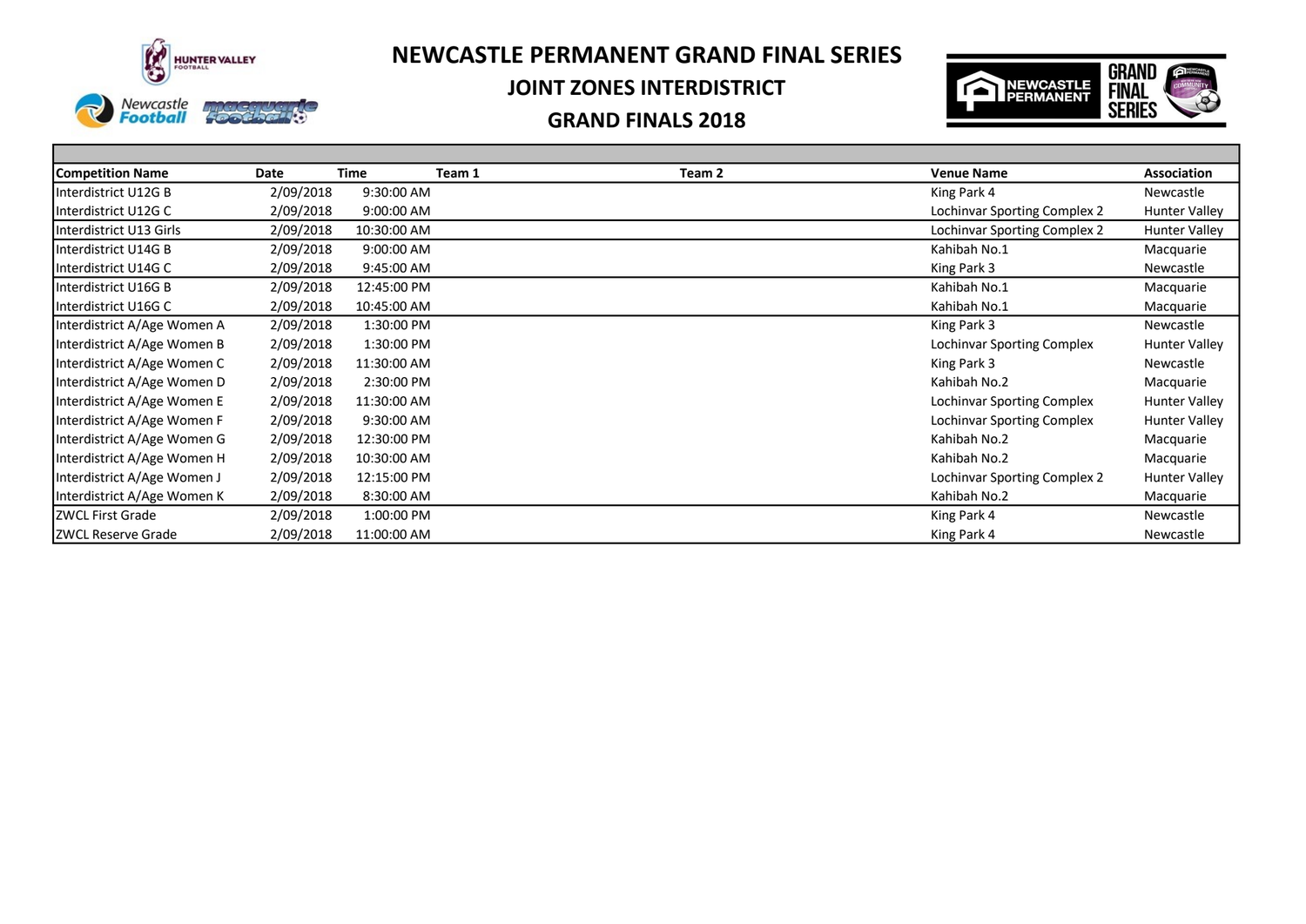# NEWCASTLE PERMANENT GRAND FINAL SERIES

## JOINT ZONES INTERDISTRICT

## GRAND FINALS 2018

| Competition Name | Date | Time | Team 1 | Team 2 | Venue Name | Association |
|---|---|---|---|---|---|---|
| Interdistrict U12G B | 2/09/2018 | 9:30:00 AM | | | King Park 4 | Newcastle |
| Interdistrict U12G C | 2/09/2018 | 9:00:00 AM | | | Lochinvar Sporting Complex 2 | Hunter Valley |
| Interdistrict U13 Girls | 2/09/2018 | 10:30:00 AM | | | Lochinvar Sporting Complex 2 | Hunter Valley |
| Interdistrict U14G B | 2/09/2018 | 9:00:00 AM | | | Kahibah No.1 | Macquarie |
| Interdistrict U14G C | 2/09/2018 | 9:45:00 AM | | | King Park 3 | Newcastle |
| Interdistrict U16G B | 2/09/2018 | 12:45:00 PM | | | Kahibah No.1 | Macquarie |
| Interdistrict U16G C | 2/09/2018 | 10:45:00 AM | | | Kahibah No.1 | Macquarie |
| Interdistrict A/Age Women A | 2/09/2018 | 1:30:00 PM | | | King Park 3 | Newcastle |
| Interdistrict A/Age Women B | 2/09/2018 | 1:30:00 PM | | | Lochinvar Sporting Complex | Hunter Valley |
| Interdistrict A/Age Women C | 2/09/2018 | 11:30:00 AM | | | King Park 3 | Newcastle |
| Interdistrict A/Age Women D | 2/09/2018 | 2:30:00 PM | | | Kahibah No.2 | Macquarie |
| Interdistrict A/Age Women E | 2/09/2018 | 11:30:00 AM | | | Lochinvar Sporting Complex | Hunter Valley |
| Interdistrict A/Age Women F | 2/09/2018 | 9:30:00 AM | | | Lochinvar Sporting Complex | Hunter Valley |
| Interdistrict A/Age Women G | 2/09/2018 | 12:30:00 PM | | | Kahibah No.2 | Macquarie |
| Interdistrict A/Age Women H | 2/09/2018 | 10:30:00 AM | | | Kahibah No.2 | Macquarie |
| Interdistrict A/Age Women J | 2/09/2018 | 12:15:00 PM | | | Lochinvar Sporting Complex 2 | Hunter Valley |
| Interdistrict A/Age Women K | 2/09/2018 | 8:30:00 AM | | | Kahibah No.2 | Macquarie |
| ZWCL First Grade | 2/09/2018 | 1:00:00 PM | | | King Park 4 | Newcastle |
| ZWCL Reserve Grade | 2/09/2018 | 11:00:00 AM | | | King Park 4 | Newcastle |